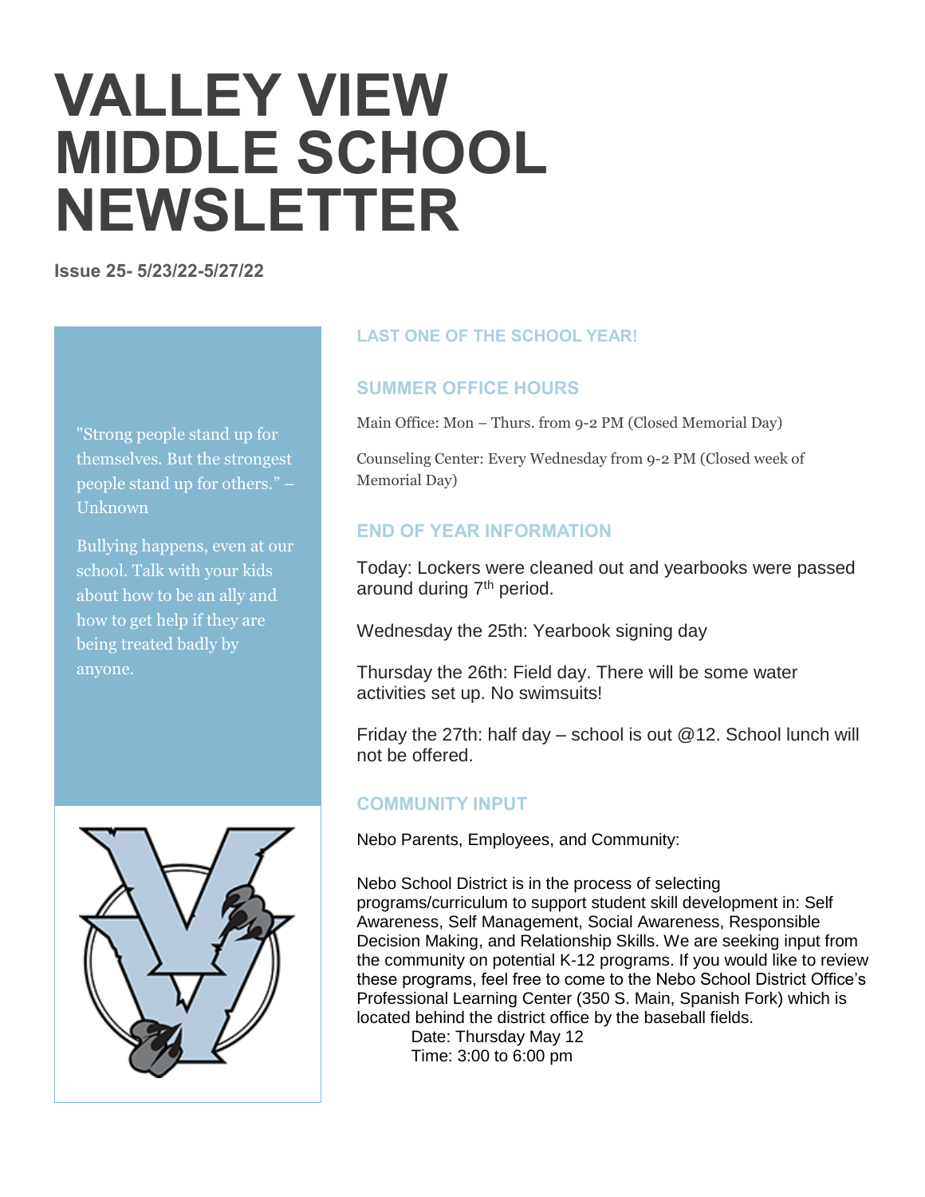# VALLEY VIEW MIDDLE SCHOOL NEWSLETTER

**Issue 25- 5/23/22-5/27/22**

"Strong people stand up for themselves. But the strongest people stand up for others." – Unknown

Bullying happens, even at our school. Talk with your kids about how to be an ally and how to get help if they are being treated badly by anyone.

### LAST ONE OF THE SCHOOL YEAR!

### SUMMER OFFICE HOURS

Main Office: Mon – Thurs. from 9-2 PM (Closed Memorial Day)

Counseling Center: Every Wednesday from 9-2 PM (Closed week of Memorial Day)

### END OF YEAR INFORMATION

Today: Lockers were cleaned out and yearbooks were passed around during 7th period.

Wednesday the 25th: Yearbook signing day

Thursday the 26th: Field day. There will be some water activities set up. No swimsuits!

Friday the 27th: half day – school is out @12. School lunch will not be offered.

### COMMUNITY INPUT

Nebo Parents, Employees, and Community:

Nebo School District is in the process of selecting programs/curriculum to support student skill development in: Self Awareness, Self Management, Social Awareness, Responsible Decision Making, and Relationship Skills. We are seeking input from the community on potential K-12 programs. If you would like to review these programs, feel free to come to the Nebo School District Office's Professional Learning Center (350 S. Main, Spanish Fork) which is located behind the district office by the baseball fields.

Date: Thursday May 12
Time: 3:00 to 6:00 pm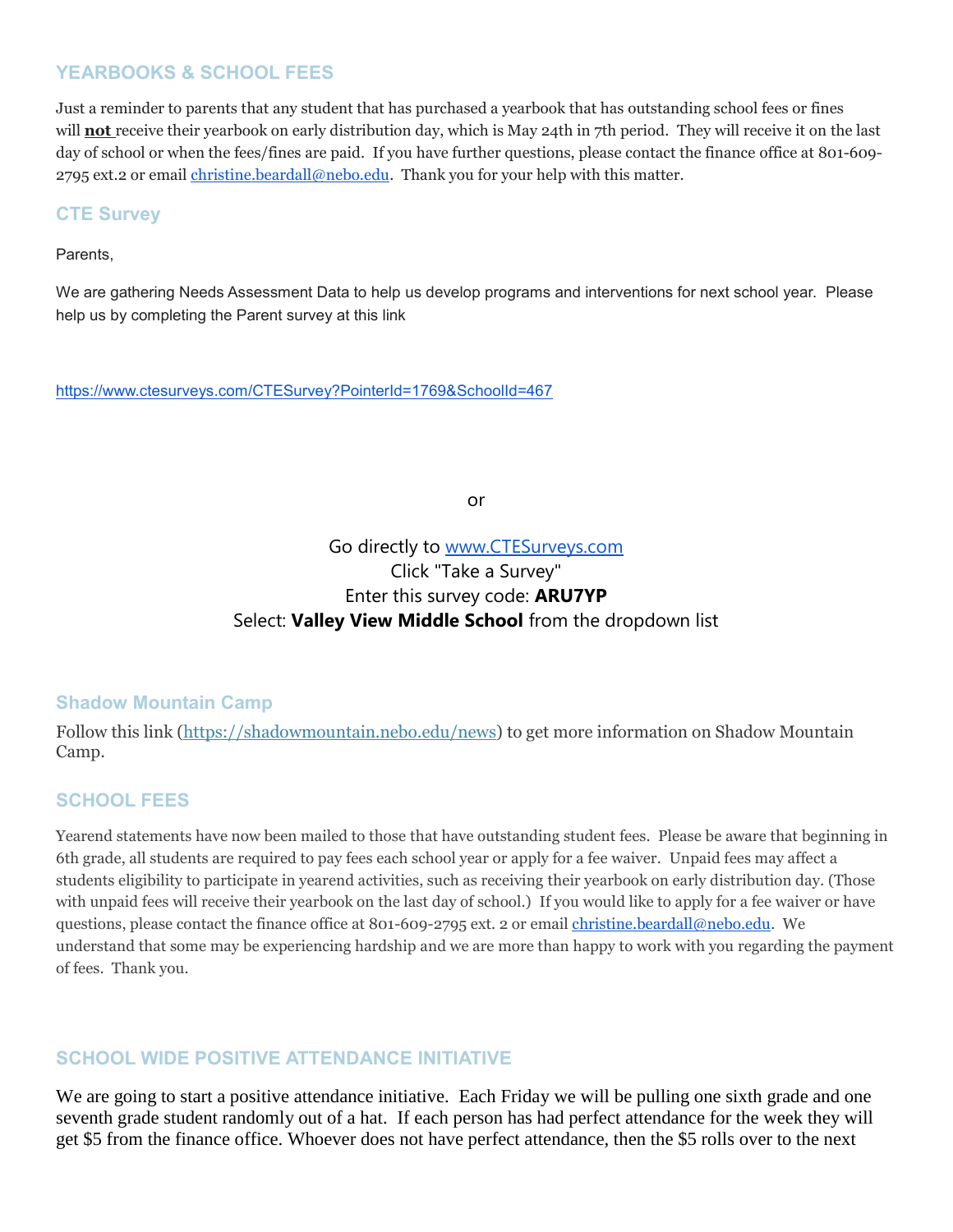## YEARBOOKS & SCHOOL FEES

Just a reminder to parents that any student that has purchased a yearbook that has outstanding school fees or fines will **not** receive their yearbook on early distribution day, which is May 24th in 7th period. They will receive it on the last day of school or when the fees/fines are paid. If you have further questions, please contact the finance office at 801-609-2795 ext.2 or email christine.beardall@nebo.edu. Thank you for your help with this matter.

## CTE Survey

Parents,

We are gathering Needs Assessment Data to help us develop programs and interventions for next school year. Please help us by completing the Parent survey at this link

https://www.ctesurveys.com/CTESurvey?PointerId=1769&SchoolId=467

or

Go directly to www.CTESurveys.com
Click "Take a Survey"
Enter this survey code: **ARU7YP**
Select: **Valley View Middle School** from the dropdown list

## Shadow Mountain Camp

Follow this link (https://shadowmountain.nebo.edu/news) to get more information on Shadow Mountain Camp.

## SCHOOL FEES

Yearend statements have now been mailed to those that have outstanding student fees. Please be aware that beginning in 6th grade, all students are required to pay fees each school year or apply for a fee waiver. Unpaid fees may affect a students eligibility to participate in yearend activities, such as receiving their yearbook on early distribution day. (Those with unpaid fees will receive their yearbook on the last day of school.) If you would like to apply for a fee waiver or have questions, please contact the finance office at 801-609-2795 ext. 2 or email christine.beardall@nebo.edu. We understand that some may be experiencing hardship and we are more than happy to work with you regarding the payment of fees. Thank you.

## SCHOOL WIDE POSITIVE ATTENDANCE INITIATIVE

We are going to start a positive attendance initiative. Each Friday we will be pulling one sixth grade and one seventh grade student randomly out of a hat. If each person has had perfect attendance for the week they will get $5 from the finance office. Whoever does not have perfect attendance, then the $5 rolls over to the next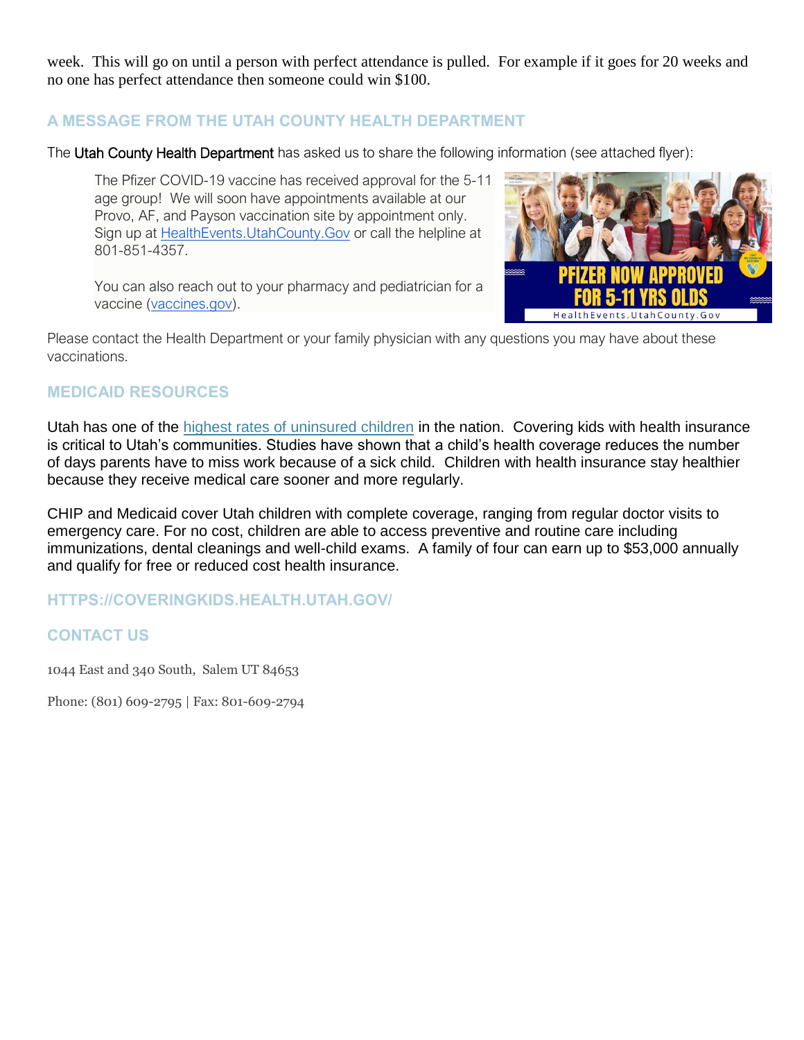week. This will go on until a person with perfect attendance is pulled. For example if it goes for 20 weeks and no one has perfect attendance then someone could win $100.

## A MESSAGE FROM THE UTAH COUNTY HEALTH DEPARTMENT

The Utah County Health Department has asked us to share the following information (see attached flyer):

> The Pfizer COVID-19 vaccine has received approval for the 5-11 age group! We will soon have appointments available at our Provo, AF, and Payson vaccination site by appointment only. Sign up at [HealthEvents.UtahCounty.Gov](HealthEvents.UtahCounty.Gov) or call the helpline at 801-851-4357.
>
> You can also reach out to your pharmacy and pediatrician for a vaccine ([vaccines.gov](vaccines.gov)).

Please contact the Health Department or your family physician with any questions you may have about these vaccinations.

## MEDICAID RESOURCES

Utah has one of the [highest rates of uninsured children](highest rates of uninsured children) in the nation. Covering kids with health insurance is critical to Utah's communities. Studies have shown that a child's health coverage reduces the number of days parents have to miss work because of a sick child. Children with health insurance stay healthier because they receive medical care sooner and more regularly.

CHIP and Medicaid cover Utah children with complete coverage, ranging from regular doctor visits to emergency care. For no cost, children are able to access preventive and routine care including immunizations, dental cleanings and well-child exams. A family of four can earn up to $53,000 annually and qualify for free or reduced cost health insurance.

## HTTPS://COVERINGKIDS.HEALTH.UTAH.GOV/

## CONTACT US

1044 East and 340 South, Salem UT 84653

Phone: (801) 609-2795 | Fax: 801-609-2794